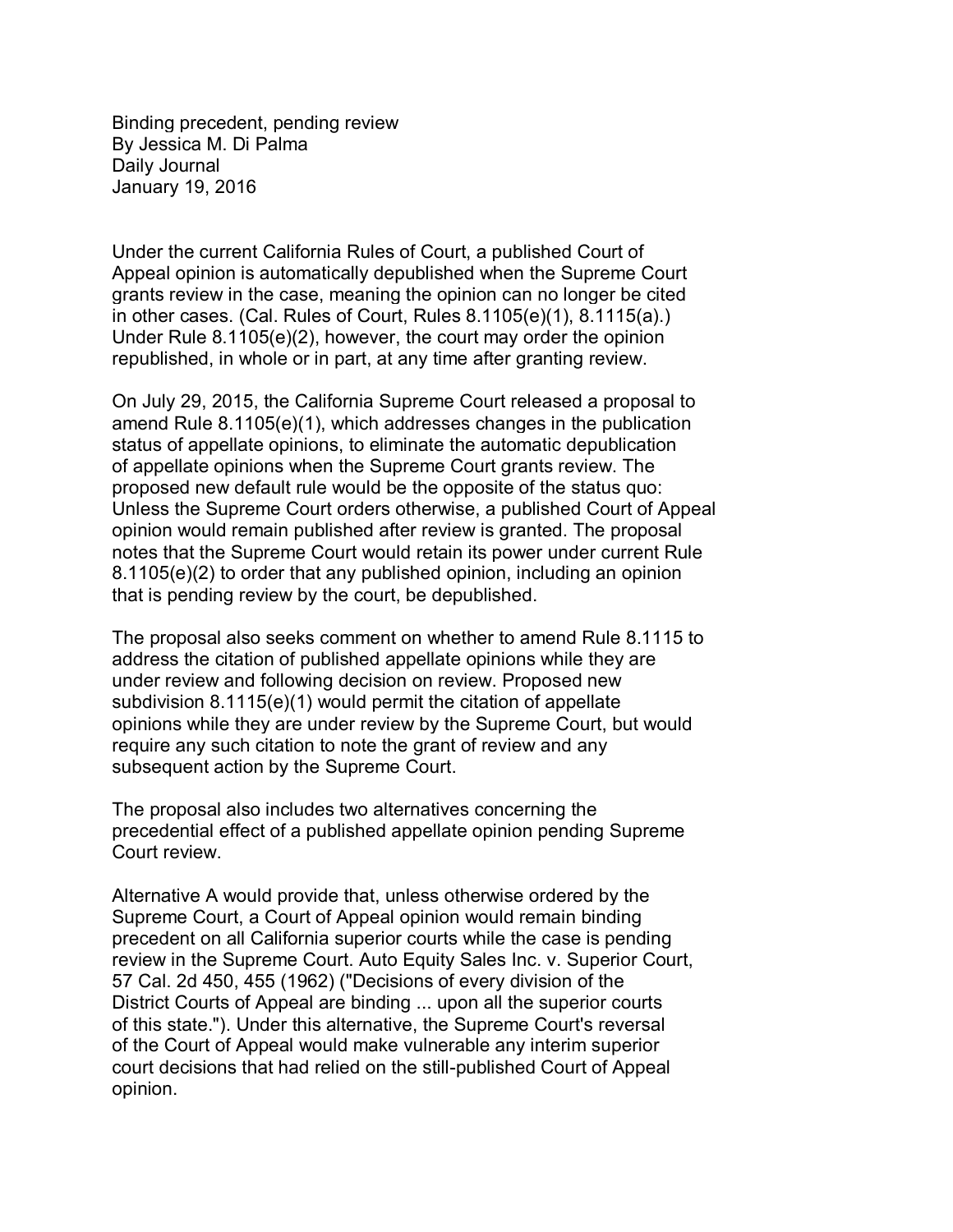# Binding precedent, pending review

By Jessica M. Di Palma
Daily Journal
January 19, 2016

Under the current California Rules of Court, a published Court of Appeal opinion is automatically depublished when the Supreme Court grants review in the case, meaning the opinion can no longer be cited in other cases. (Cal. Rules of Court, Rules 8.1105(e)(1), 8.1115(a).) Under Rule 8.1105(e)(2), however, the court may order the opinion republished, in whole or in part, at any time after granting review.

On July 29, 2015, the California Supreme Court released a proposal to amend Rule 8.1105(e)(1), which addresses changes in the publication status of appellate opinions, to eliminate the automatic depublication of appellate opinions when the Supreme Court grants review. The proposed new default rule would be the opposite of the status quo: Unless the Supreme Court orders otherwise, a published Court of Appeal opinion would remain published after review is granted. The proposal notes that the Supreme Court would retain its power under current Rule 8.1105(e)(2) to order that any published opinion, including an opinion that is pending review by the court, be depublished.

The proposal also seeks comment on whether to amend Rule 8.1115 to address the citation of published appellate opinions while they are under review and following decision on review. Proposed new subdivision 8.1115(e)(1) would permit the citation of appellate opinions while they are under review by the Supreme Court, but would require any such citation to note the grant of review and any subsequent action by the Supreme Court.

The proposal also includes two alternatives concerning the precedential effect of a published appellate opinion pending Supreme Court review.

Alternative A would provide that, unless otherwise ordered by the Supreme Court, a Court of Appeal opinion would remain binding precedent on all California superior courts while the case is pending review in the Supreme Court. Auto Equity Sales Inc. v. Superior Court, 57 Cal. 2d 450, 455 (1962) ("Decisions of every division of the District Courts of Appeal are binding ... upon all the superior courts of this state."). Under this alternative, the Supreme Court's reversal of the Court of Appeal would make vulnerable any interim superior court decisions that had relied on the still-published Court of Appeal opinion.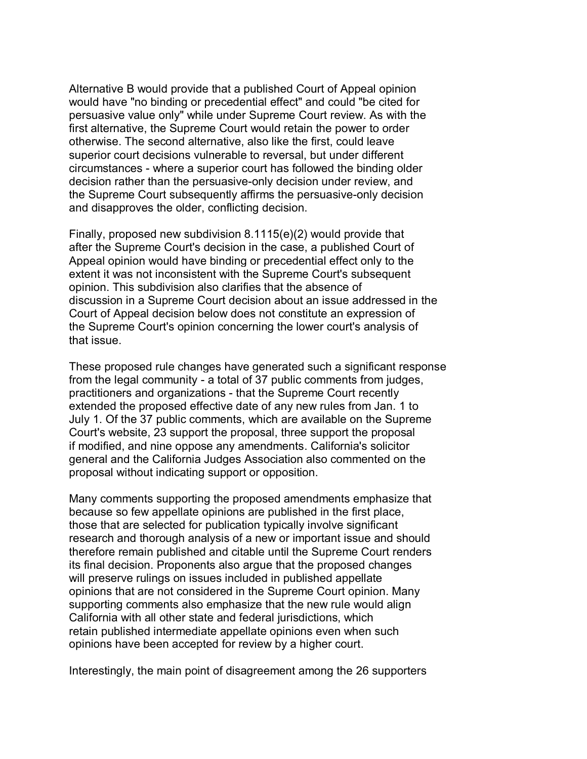Alternative B would provide that a published Court of Appeal opinion would have "no binding or precedential effect" and could "be cited for persuasive value only" while under Supreme Court review. As with the first alternative, the Supreme Court would retain the power to order otherwise. The second alternative, also like the first, could leave superior court decisions vulnerable to reversal, but under different circumstances - where a superior court has followed the binding older decision rather than the persuasive-only decision under review, and the Supreme Court subsequently affirms the persuasive-only decision and disapproves the older, conflicting decision.

Finally, proposed new subdivision 8.1115(e)(2) would provide that after the Supreme Court's decision in the case, a published Court of Appeal opinion would have binding or precedential effect only to the extent it was not inconsistent with the Supreme Court's subsequent opinion. This subdivision also clarifies that the absence of discussion in a Supreme Court decision about an issue addressed in the Court of Appeal decision below does not constitute an expression of the Supreme Court's opinion concerning the lower court's analysis of that issue.

These proposed rule changes have generated such a significant response from the legal community - a total of 37 public comments from judges, practitioners and organizations - that the Supreme Court recently extended the proposed effective date of any new rules from Jan. 1 to July 1. Of the 37 public comments, which are available on the Supreme Court's website, 23 support the proposal, three support the proposal if modified, and nine oppose any amendments. California's solicitor general and the California Judges Association also commented on the proposal without indicating support or opposition.

Many comments supporting the proposed amendments emphasize that because so few appellate opinions are published in the first place, those that are selected for publication typically involve significant research and thorough analysis of a new or important issue and should therefore remain published and citable until the Supreme Court renders its final decision. Proponents also argue that the proposed changes will preserve rulings on issues included in published appellate opinions that are not considered in the Supreme Court opinion. Many supporting comments also emphasize that the new rule would align California with all other state and federal jurisdictions, which retain published intermediate appellate opinions even when such opinions have been accepted for review by a higher court.

Interestingly, the main point of disagreement among the 26 supporters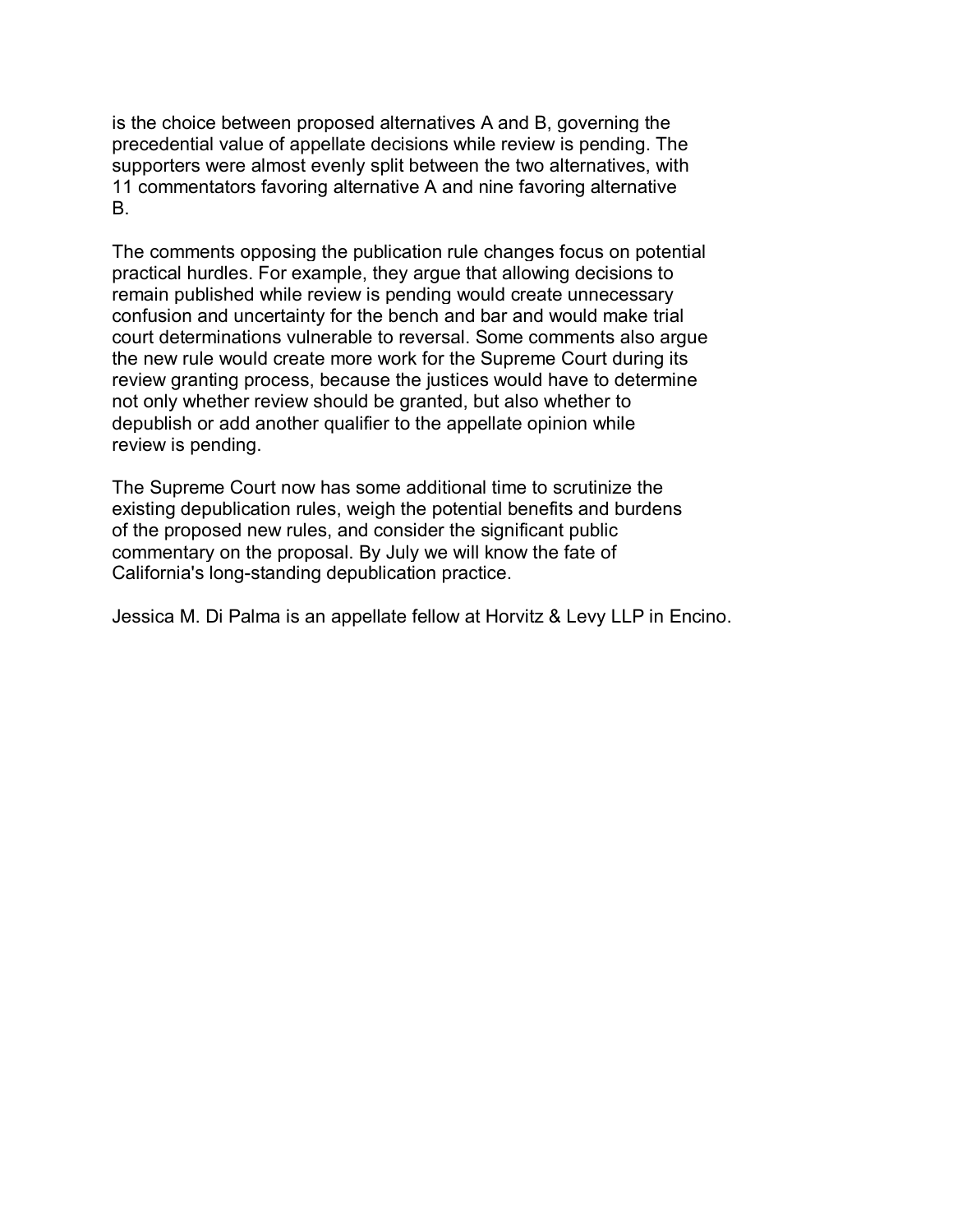is the choice between proposed alternatives A and B, governing the precedential value of appellate decisions while review is pending. The supporters were almost evenly split between the two alternatives, with 11 commentators favoring alternative A and nine favoring alternative B.

The comments opposing the publication rule changes focus on potential practical hurdles. For example, they argue that allowing decisions to remain published while review is pending would create unnecessary confusion and uncertainty for the bench and bar and would make trial court determinations vulnerable to reversal. Some comments also argue the new rule would create more work for the Supreme Court during its review granting process, because the justices would have to determine not only whether review should be granted, but also whether to depublish or add another qualifier to the appellate opinion while review is pending.

The Supreme Court now has some additional time to scrutinize the existing depublication rules, weigh the potential benefits and burdens of the proposed new rules, and consider the significant public commentary on the proposal. By July we will know the fate of California's long-standing depublication practice.

Jessica M. Di Palma is an appellate fellow at Horvitz & Levy LLP in Encino.